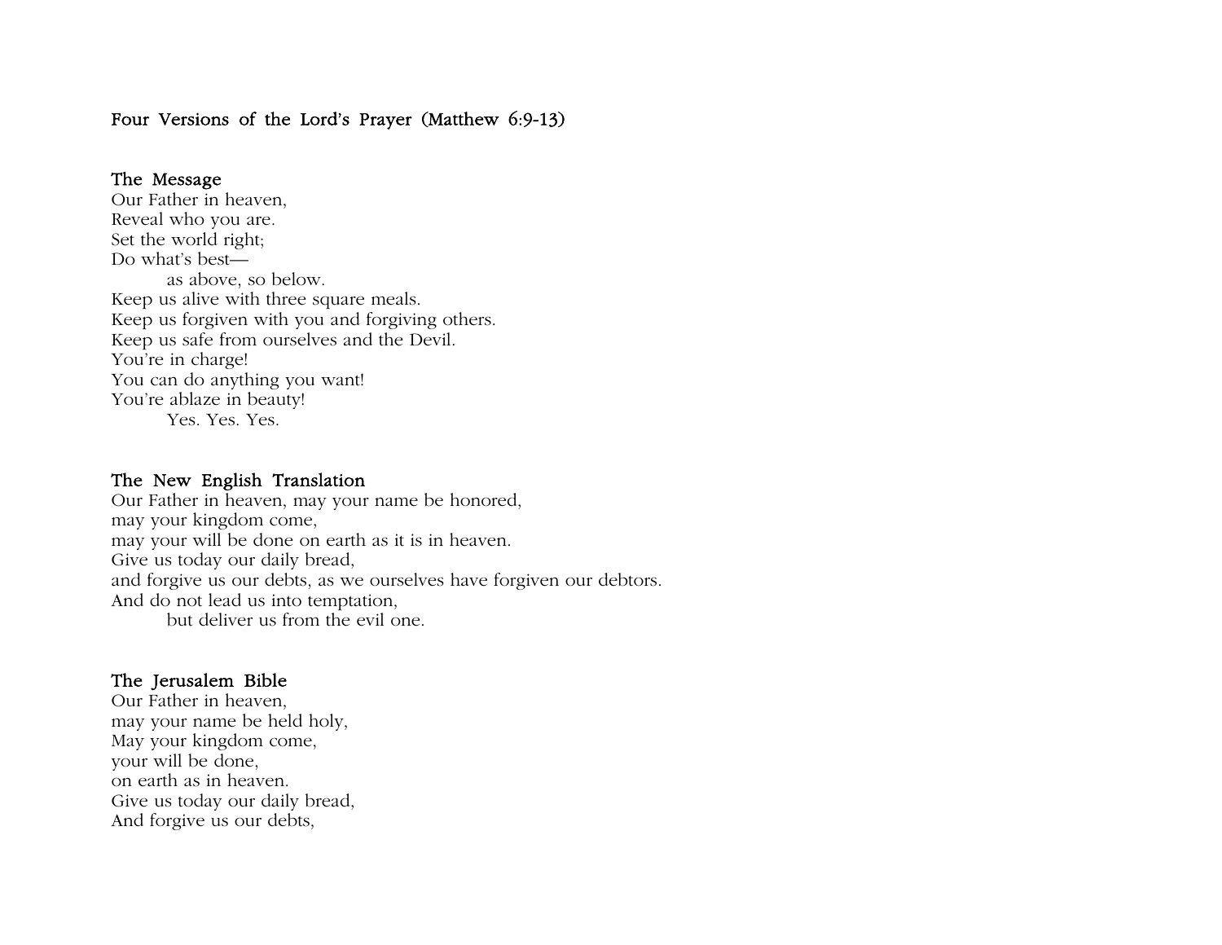# Four Versions of the Lord's Prayer (Matthew 6:9-13)

## The Message

Our Father in heaven,
Reveal who you are.
Set the world right;
Do what's best—
    as above, so below.
Keep us alive with three square meals.
Keep us forgiven with you and forgiving others.
Keep us safe from ourselves and the Devil.
You're in charge!
You can do anything you want!
You're ablaze in beauty!
    Yes. Yes. Yes.

## The New English Translation

Our Father in heaven, may your name be honored,
may your kingdom come,
may your will be done on earth as it is in heaven.
Give us today our daily bread,
and forgive us our debts, as we ourselves have forgiven our debtors.
And do not lead us into temptation,
    but deliver us from the evil one.

## The Jerusalem Bible

Our Father in heaven,
may your name be held holy,
May your kingdom come,
your will be done,
on earth as in heaven.
Give us today our daily bread,
And forgive us our debts,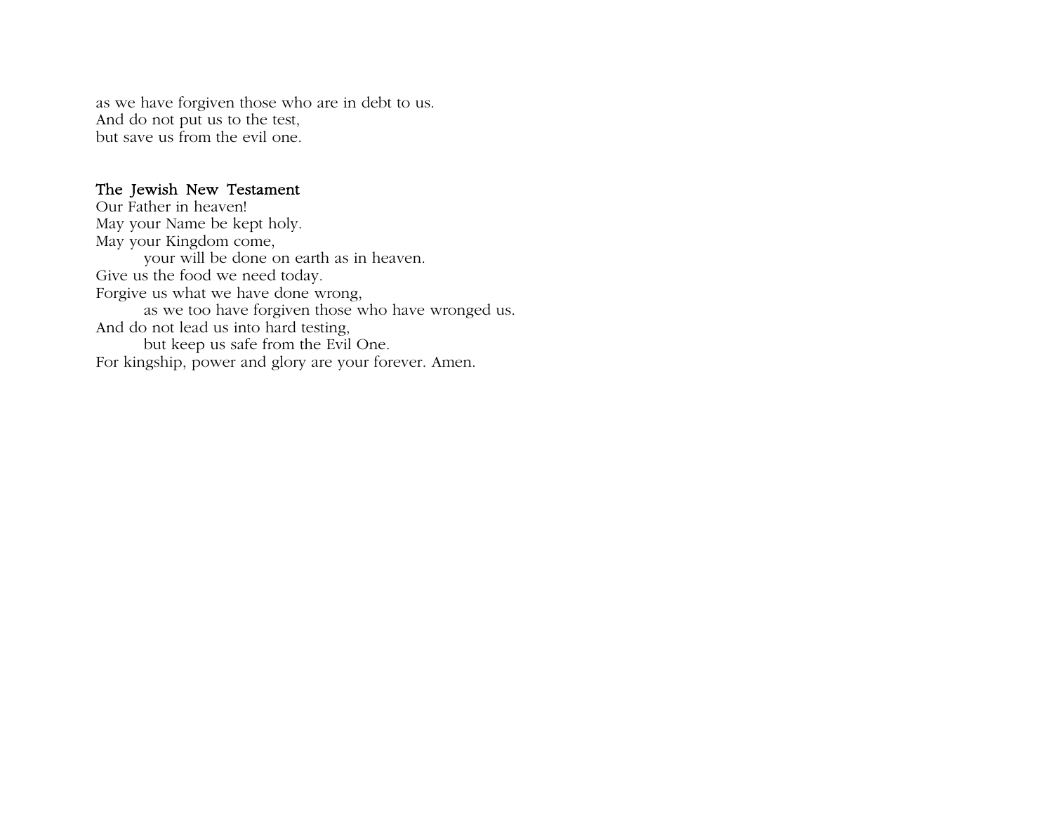as we have forgiven those who are in debt to us.
And do not put us to the test,
but save us from the evil one.

**The Jewish New Testament**

Our Father in heaven!
May your Name be kept holy.
May your Kingdom come,
        your will be done on earth as in heaven.
Give us the food we need today.
Forgive us what we have done wrong,
        as we too have forgiven those who have wronged us.
And do not lead us into hard testing,
        but keep us safe from the Evil One.
For kingship, power and glory are your forever. Amen.